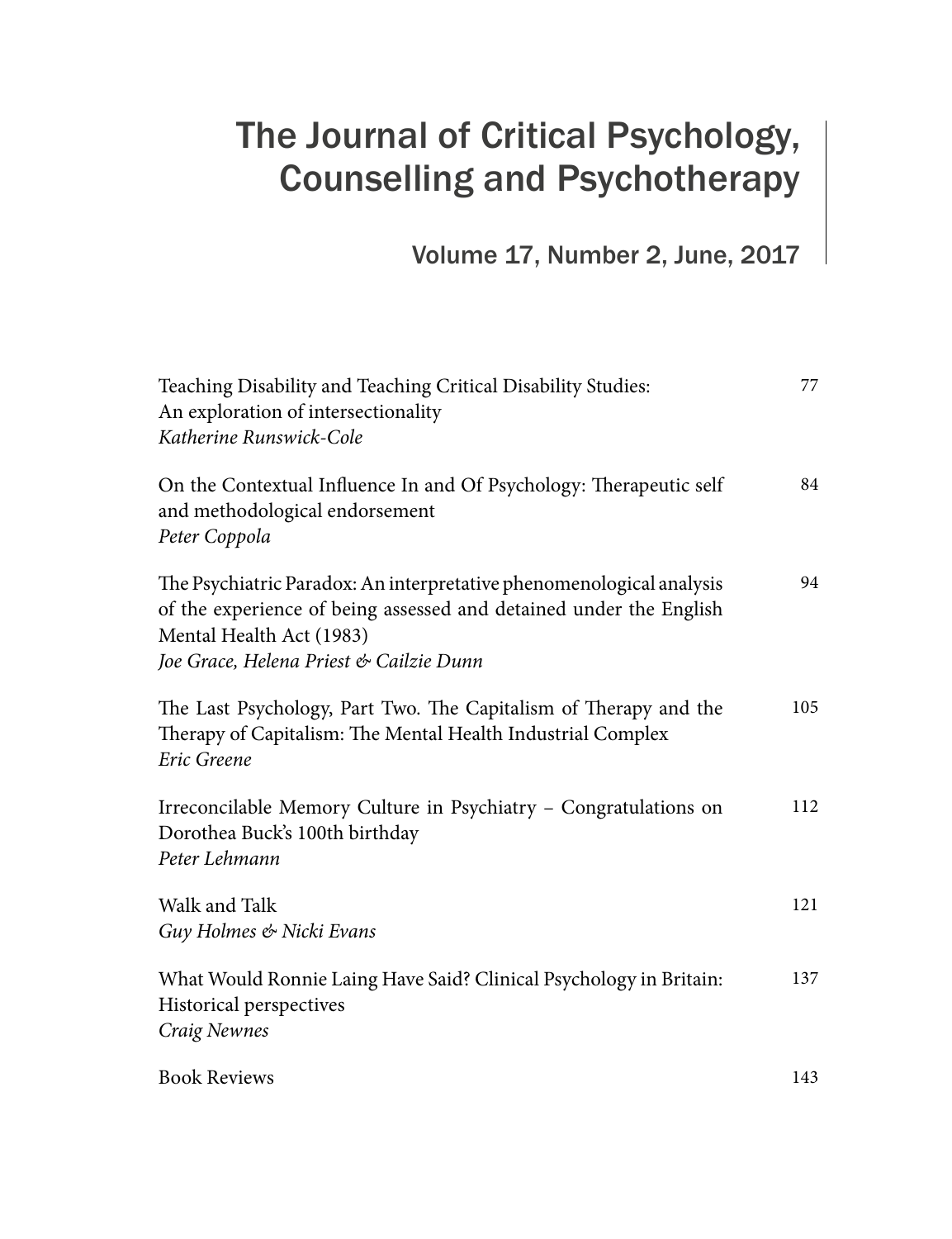# The Journal of Critical Psychology, Counselling and Psychotherapy

## Volume 17, Number 2, June, 2017

| | |
|---|---|
| Teaching Disability and Teaching Critical Disability Studies: An exploration of intersectionality *Katherine Runswick-Cole* | 77 |
| On the Contextual Influence In and Of Psychology: Therapeutic self and methodological endorsement *Peter Coppola* | 84 |
| The Psychiatric Paradox: An interpretative phenomenological analysis of the experience of being assessed and detained under the English Mental Health Act (1983) *Joe Grace, Helena Priest & Cailzie Dunn* | 94 |
| The Last Psychology, Part Two. The Capitalism of Therapy and the Therapy of Capitalism: The Mental Health Industrial Complex *Eric Greene* | 105 |
| Irreconcilable Memory Culture in Psychiatry – Congratulations on Dorothea Buck's 100th birthday *Peter Lehmann* | 112 |
| Walk and Talk *Guy Holmes & Nicki Evans* | 121 |
| What Would Ronnie Laing Have Said? Clinical Psychology in Britain: Historical perspectives *Craig Newnes* | 137 |
| Book Reviews | 143 |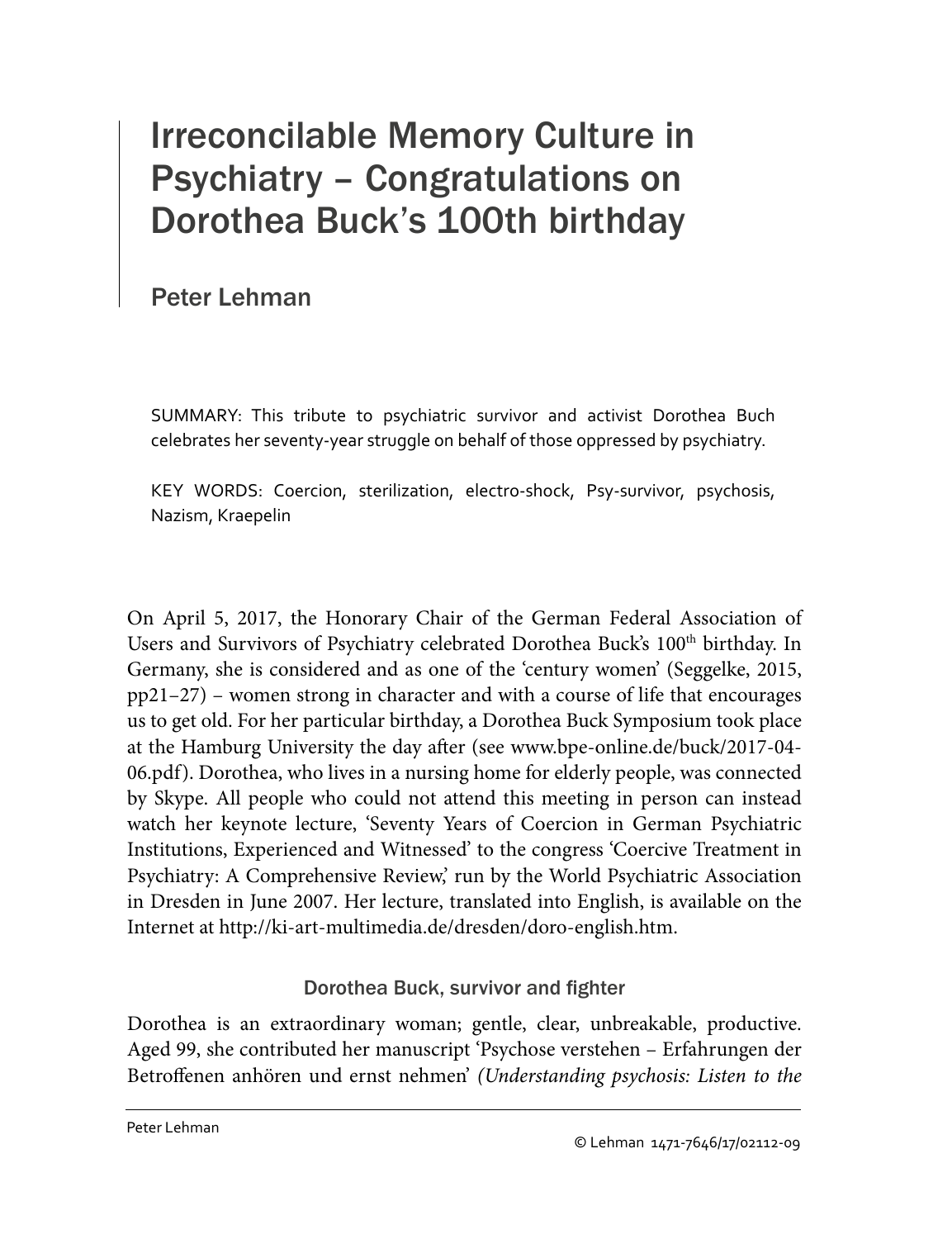# Irreconcilable Memory Culture in Psychiatry – Congratulations on Dorothea Buck's 100th birthday

## Peter Lehman

SUMMARY: This tribute to psychiatric survivor and activist Dorothea Buch celebrates her seventy-year struggle on behalf of those oppressed by psychiatry.

KEY WORDS: Coercion, sterilization, electro-shock, Psy-survivor, psychosis, Nazism, Kraepelin

On April 5, 2017, the Honorary Chair of the German Federal Association of Users and Survivors of Psychiatry celebrated Dorothea Buck's 100th birthday. In Germany, she is considered and as one of the 'century women' (Seggelke, 2015, pp21–27) – women strong in character and with a course of life that encourages us to get old. For her particular birthday, a Dorothea Buck Symposium took place at the Hamburg University the day after (see www.bpe-online.de/buck/2017-04-06.pdf). Dorothea, who lives in a nursing home for elderly people, was connected by Skype. All people who could not attend this meeting in person can instead watch her keynote lecture, 'Seventy Years of Coercion in German Psychiatric Institutions, Experienced and Witnessed' to the congress 'Coercive Treatment in Psychiatry: A Comprehensive Review,' run by the World Psychiatric Association in Dresden in June 2007. Her lecture, translated into English, is available on the Internet at http://ki-art-multimedia.de/dresden/doro-english.htm.

### Dorothea Buck, survivor and fighter

Dorothea is an extraordinary woman; gentle, clear, unbreakable, productive. Aged 99, she contributed her manuscript 'Psychose verstehen – Erfahrungen der Betroffenen anhören und ernst nehmen' *(Understanding psychosis: Listen to the*

© Lehman 1471-7646/17/02112-09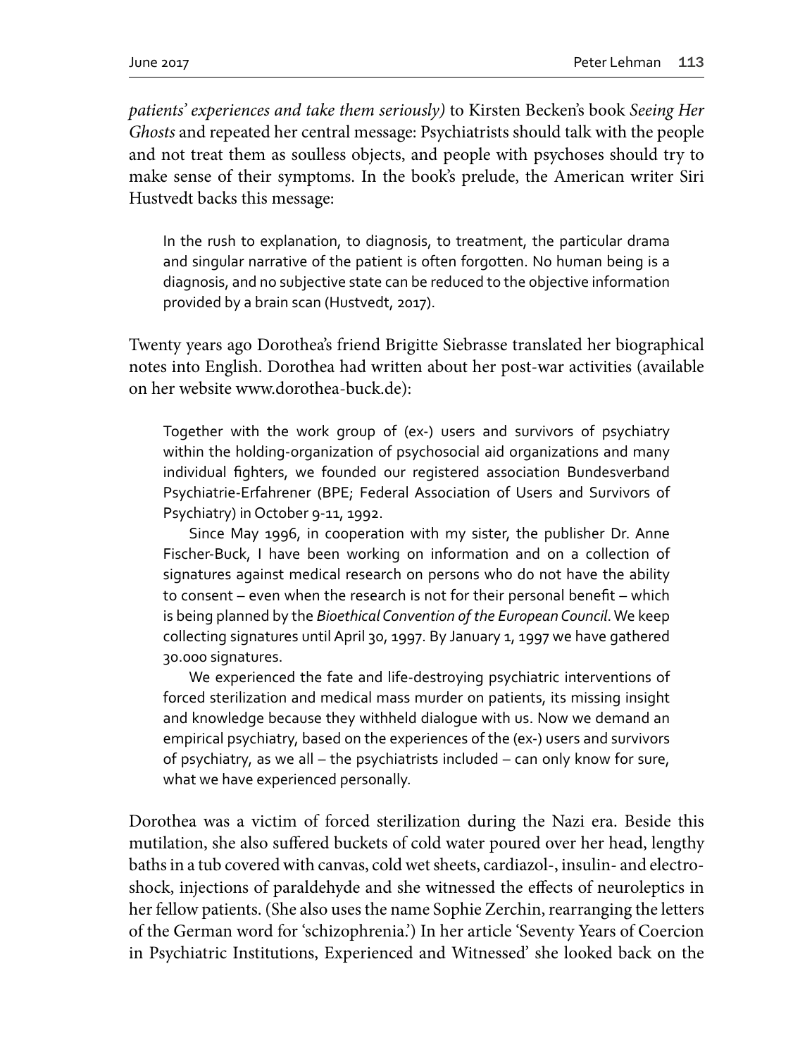*patients' experiences and take them seriously)* to Kirsten Becken's book *Seeing Her Ghosts* and repeated her central message: Psychiatrists should talk with the people and not treat them as soulless objects, and people with psychoses should try to make sense of their symptoms. In the book's prelude, the American writer Siri Hustvedt backs this message:

> In the rush to explanation, to diagnosis, to treatment, the particular drama and singular narrative of the patient is often forgotten. No human being is a diagnosis, and no subjective state can be reduced to the objective information provided by a brain scan (Hustvedt, 2017).

Twenty years ago Dorothea's friend Brigitte Siebrasse translated her biographical notes into English. Dorothea had written about her post-war activities (available on her website www.dorothea-buck.de):

> Together with the work group of (ex-) users and survivors of psychiatry within the holding-organization of psychosocial aid organizations and many individual fighters, we founded our registered association Bundesverband Psychiatrie-Erfahrener (BPE; Federal Association of Users and Survivors of Psychiatry) in October 9-11, 1992.
>
> Since May 1996, in cooperation with my sister, the publisher Dr. Anne Fischer-Buck, I have been working on information and on a collection of signatures against medical research on persons who do not have the ability to consent – even when the research is not for their personal benefit – which is being planned by the *Bioethical Convention of the European Council*. We keep collecting signatures until April 30, 1997. By January 1, 1997 we have gathered 30.000 signatures.
>
> We experienced the fate and life-destroying psychiatric interventions of forced sterilization and medical mass murder on patients, its missing insight and knowledge because they withheld dialogue with us. Now we demand an empirical psychiatry, based on the experiences of the (ex-) users and survivors of psychiatry, as we all – the psychiatrists included – can only know for sure, what we have experienced personally.

Dorothea was a victim of forced sterilization during the Nazi era. Beside this mutilation, she also suffered buckets of cold water poured over her head, lengthy baths in a tub covered with canvas, cold wet sheets, cardiazol-, insulin- and electroshock, injections of paraldehyde and she witnessed the effects of neuroleptics in her fellow patients. (She also uses the name Sophie Zerchin, rearranging the letters of the German word for 'schizophrenia.') In her article 'Seventy Years of Coercion in Psychiatric Institutions, Experienced and Witnessed' she looked back on the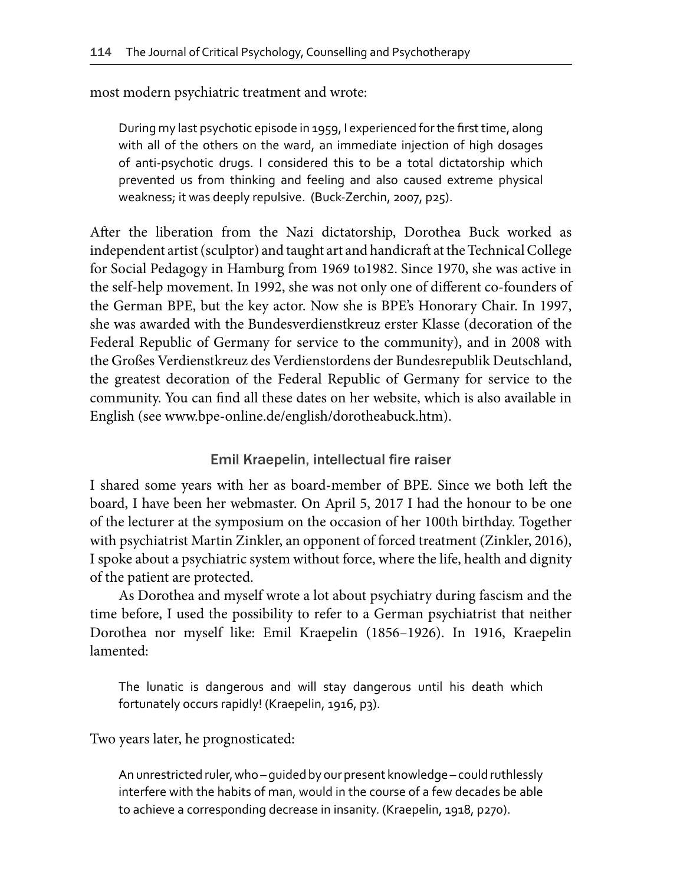most modern psychiatric treatment and wrote:

> During my last psychotic episode in 1959, I experienced for the first time, along with all of the others on the ward, an immediate injection of high dosages of anti-psychotic drugs. I considered this to be a total dictatorship which prevented us from thinking and feeling and also caused extreme physical weakness; it was deeply repulsive. (Buck-Zerchin, 2007, p25).

After the liberation from the Nazi dictatorship, Dorothea Buck worked as independent artist (sculptor) and taught art and handicraft at the Technical College for Social Pedagogy in Hamburg from 1969 to1982. Since 1970, she was active in the self-help movement. In 1992, she was not only one of different co-founders of the German BPE, but the key actor. Now she is BPE's Honorary Chair. In 1997, she was awarded with the Bundesverdienstkreuz erster Klasse (decoration of the Federal Republic of Germany for service to the community), and in 2008 with the Großes Verdienstkreuz des Verdienstordens der Bundesrepublik Deutschland, the greatest decoration of the Federal Republic of Germany for service to the community. You can find all these dates on her website, which is also available in English (see www.bpe-online.de/english/dorotheabuck.htm).

## Emil Kraepelin, intellectual fire raiser

I shared some years with her as board-member of BPE. Since we both left the board, I have been her webmaster. On April 5, 2017 I had the honour to be one of the lecturer at the symposium on the occasion of her 100th birthday. Together with psychiatrist Martin Zinkler, an opponent of forced treatment (Zinkler, 2016), I spoke about a psychiatric system without force, where the life, health and dignity of the patient are protected.

As Dorothea and myself wrote a lot about psychiatry during fascism and the time before, I used the possibility to refer to a German psychiatrist that neither Dorothea nor myself like: Emil Kraepelin (1856–1926). In 1916, Kraepelin lamented:

> The lunatic is dangerous and will stay dangerous until his death which fortunately occurs rapidly! (Kraepelin, 1916, p3).

Two years later, he prognosticated:

> An unrestricted ruler, who – guided by our present knowledge – could ruthlessly interfere with the habits of man, would in the course of a few decades be able to achieve a corresponding decrease in insanity. (Kraepelin, 1918, p270).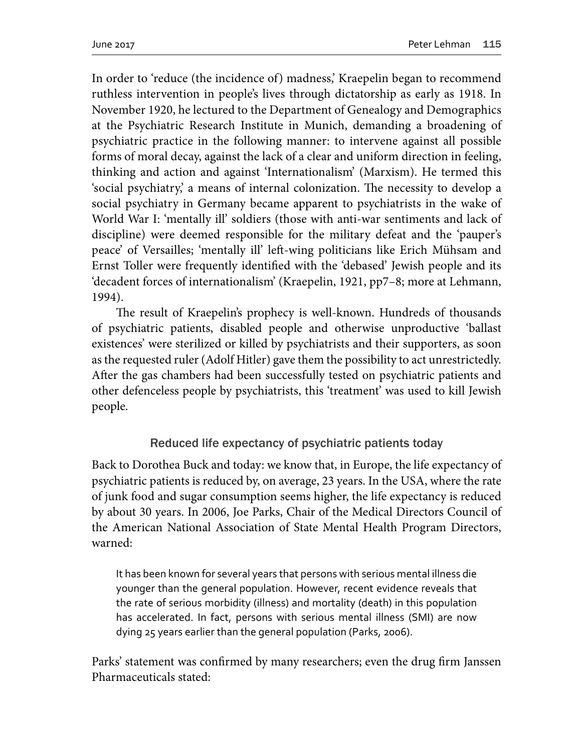In order to 'reduce (the incidence of) madness,' Kraepelin began to recommend ruthless intervention in people's lives through dictatorship as early as 1918. In November 1920, he lectured to the Department of Genealogy and Demographics at the Psychiatric Research Institute in Munich, demanding a broadening of psychiatric practice in the following manner: to intervene against all possible forms of moral decay, against the lack of a clear and uniform direction in feeling, thinking and action and against 'Internationalism' (Marxism). He termed this 'social psychiatry,' a means of internal colonization. The necessity to develop a social psychiatry in Germany became apparent to psychiatrists in the wake of World War I: 'mentally ill' soldiers (those with anti-war sentiments and lack of discipline) were deemed responsible for the military defeat and the 'pauper's peace' of Versailles; 'mentally ill' left-wing politicians like Erich Mühsam and Ernst Toller were frequently identified with the 'debased' Jewish people and its 'decadent forces of internationalism' (Kraepelin, 1921, pp7–8; more at Lehmann, 1994).

The result of Kraepelin's prophecy is well-known. Hundreds of thousands of psychiatric patients, disabled people and otherwise unproductive 'ballast existences' were sterilized or killed by psychiatrists and their supporters, as soon as the requested ruler (Adolf Hitler) gave them the possibility to act unrestrictedly. After the gas chambers had been successfully tested on psychiatric patients and other defenceless people by psychiatrists, this 'treatment' was used to kill Jewish people.

## Reduced life expectancy of psychiatric patients today

Back to Dorothea Buck and today: we know that, in Europe, the life expectancy of psychiatric patients is reduced by, on average, 23 years. In the USA, where the rate of junk food and sugar consumption seems higher, the life expectancy is reduced by about 30 years. In 2006, Joe Parks, Chair of the Medical Directors Council of the American National Association of State Mental Health Program Directors, warned:

> It has been known for several years that persons with serious mental illness die younger than the general population. However, recent evidence reveals that the rate of serious morbidity (illness) and mortality (death) in this population has accelerated. In fact, persons with serious mental illness (SMI) are now dying 25 years earlier than the general population (Parks, 2006).

Parks' statement was confirmed by many researchers; even the drug firm Janssen Pharmaceuticals stated: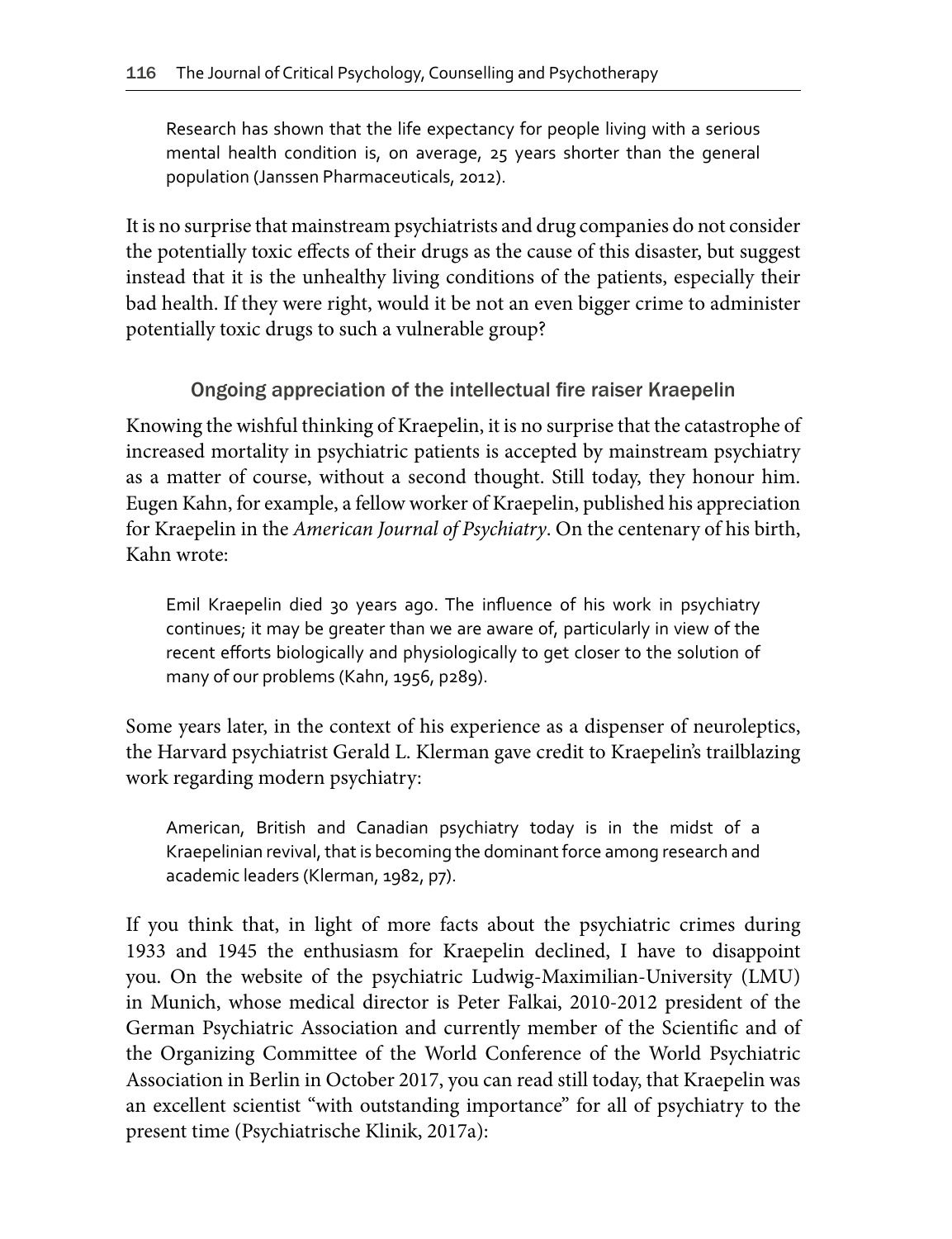> Research has shown that the life expectancy for people living with a serious mental health condition is, on average, 25 years shorter than the general population (Janssen Pharmaceuticals, 2012).

It is no surprise that mainstream psychiatrists and drug companies do not consider the potentially toxic effects of their drugs as the cause of this disaster, but suggest instead that it is the unhealthy living conditions of the patients, especially their bad health. If they were right, would it be not an even bigger crime to administer potentially toxic drugs to such a vulnerable group?

## Ongoing appreciation of the intellectual fire raiser Kraepelin

Knowing the wishful thinking of Kraepelin, it is no surprise that the catastrophe of increased mortality in psychiatric patients is accepted by mainstream psychiatry as a matter of course, without a second thought. Still today, they honour him. Eugen Kahn, for example, a fellow worker of Kraepelin, published his appreciation for Kraepelin in the *American Journal of Psychiatry*. On the centenary of his birth, Kahn wrote:

> Emil Kraepelin died 30 years ago. The influence of his work in psychiatry continues; it may be greater than we are aware of, particularly in view of the recent efforts biologically and physiologically to get closer to the solution of many of our problems (Kahn, 1956, p289).

Some years later, in the context of his experience as a dispenser of neuroleptics, the Harvard psychiatrist Gerald L. Klerman gave credit to Kraepelin's trailblazing work regarding modern psychiatry:

> American, British and Canadian psychiatry today is in the midst of a Kraepelinian revival, that is becoming the dominant force among research and academic leaders (Klerman, 1982, p7).

If you think that, in light of more facts about the psychiatric crimes during 1933 and 1945 the enthusiasm for Kraepelin declined, I have to disappoint you. On the website of the psychiatric Ludwig-Maximilian-University (LMU) in Munich, whose medical director is Peter Falkai, 2010-2012 president of the German Psychiatric Association and currently member of the Scientific and of the Organizing Committee of the World Conference of the World Psychiatric Association in Berlin in October 2017, you can read still today, that Kraepelin was an excellent scientist "with outstanding importance" for all of psychiatry to the present time (Psychiatrische Klinik, 2017a):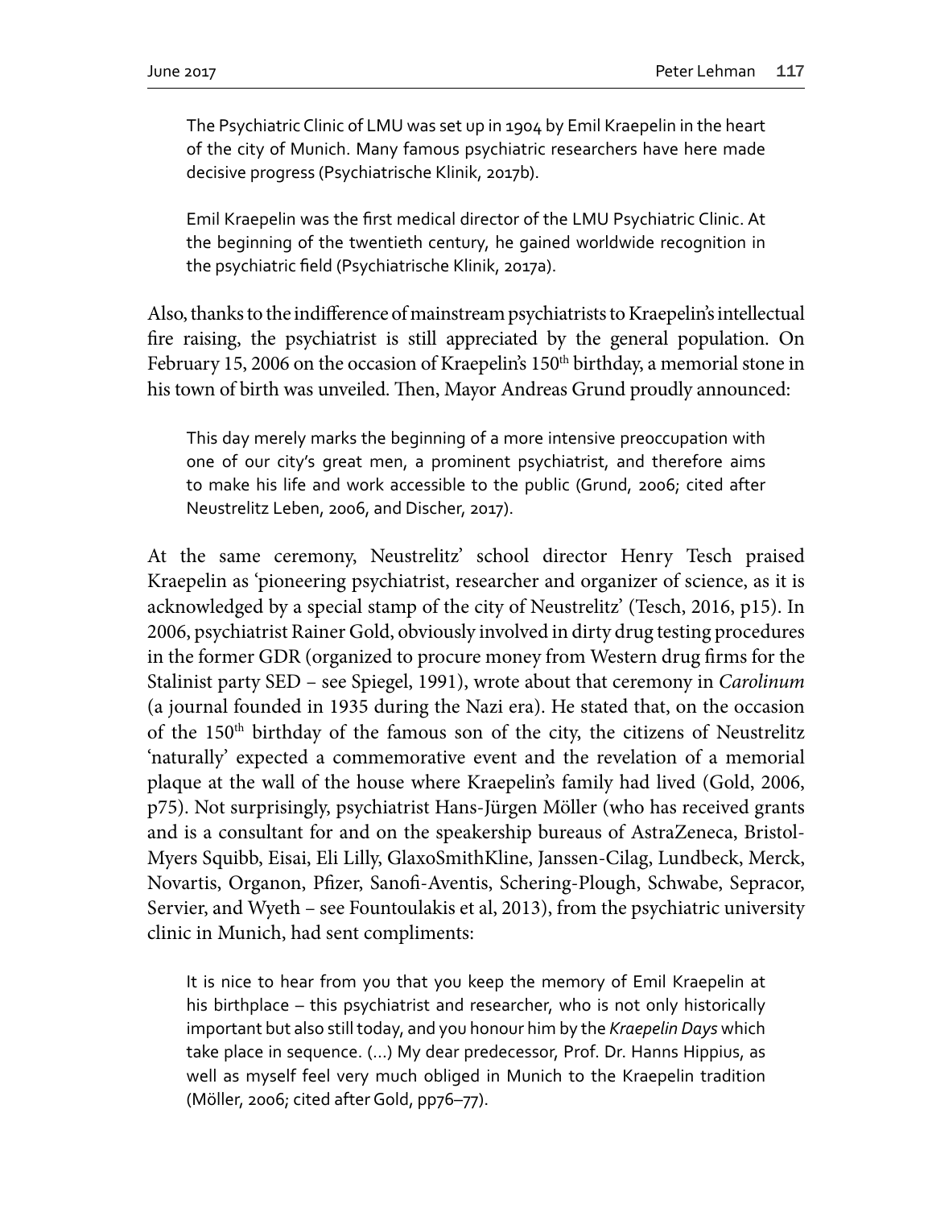> The Psychiatric Clinic of LMU was set up in 1904 by Emil Kraepelin in the heart of the city of Munich. Many famous psychiatric researchers have here made decisive progress (Psychiatrische Klinik, 2017b).

> Emil Kraepelin was the first medical director of the LMU Psychiatric Clinic. At the beginning of the twentieth century, he gained worldwide recognition in the psychiatric field (Psychiatrische Klinik, 2017a).

Also, thanks to the indifference of mainstream psychiatrists to Kraepelin's intellectual fire raising, the psychiatrist is still appreciated by the general population. On February 15, 2006 on the occasion of Kraepelin's 150th birthday, a memorial stone in his town of birth was unveiled. Then, Mayor Andreas Grund proudly announced:

> This day merely marks the beginning of a more intensive preoccupation with one of our city's great men, a prominent psychiatrist, and therefore aims to make his life and work accessible to the public (Grund, 2006; cited after Neustrelitz Leben, 2006, and Discher, 2017).

At the same ceremony, Neustrelitz' school director Henry Tesch praised Kraepelin as 'pioneering psychiatrist, researcher and organizer of science, as it is acknowledged by a special stamp of the city of Neustrelitz' (Tesch, 2016, p15). In 2006, psychiatrist Rainer Gold, obviously involved in dirty drug testing procedures in the former GDR (organized to procure money from Western drug firms for the Stalinist party SED – see Spiegel, 1991), wrote about that ceremony in *Carolinum* (a journal founded in 1935 during the Nazi era). He stated that, on the occasion of the 150th birthday of the famous son of the city, the citizens of Neustrelitz 'naturally' expected a commemorative event and the revelation of a memorial plaque at the wall of the house where Kraepelin's family had lived (Gold, 2006, p75). Not surprisingly, psychiatrist Hans-Jürgen Möller (who has received grants and is a consultant for and on the speakership bureaus of AstraZeneca, Bristol-Myers Squibb, Eisai, Eli Lilly, GlaxoSmithKline, Janssen-Cilag, Lundbeck, Merck, Novartis, Organon, Pfizer, Sanofi-Aventis, Schering-Plough, Schwabe, Sepracor, Servier, and Wyeth – see Fountoulakis et al, 2013), from the psychiatric university clinic in Munich, had sent compliments:

> It is nice to hear from you that you keep the memory of Emil Kraepelin at his birthplace – this psychiatrist and researcher, who is not only historically important but also still today, and you honour him by the *Kraepelin Days* which take place in sequence. (…) My dear predecessor, Prof. Dr. Hanns Hippius, as well as myself feel very much obliged in Munich to the Kraepelin tradition (Möller, 2006; cited after Gold, pp76–77).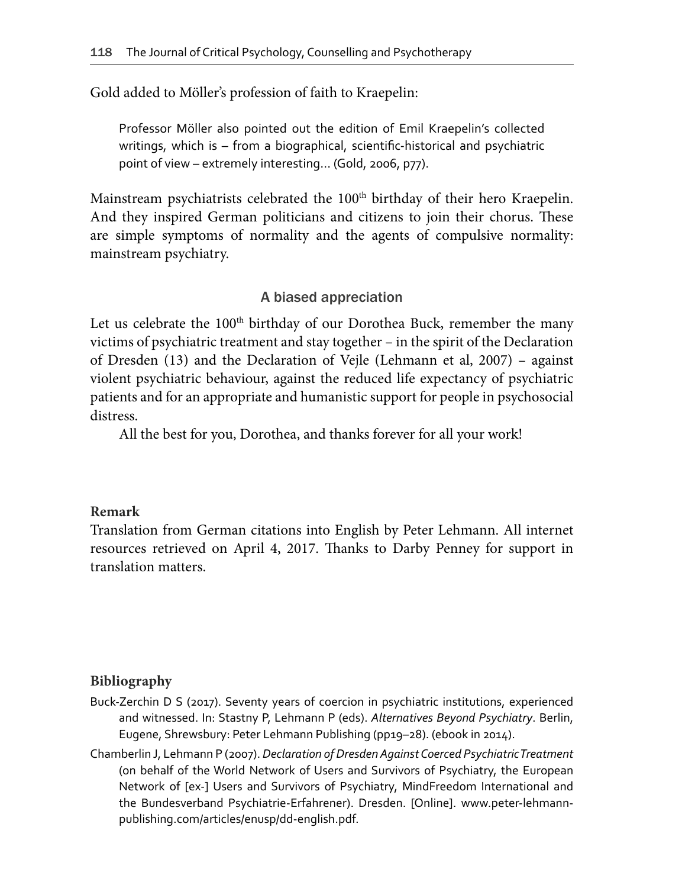Gold added to Möller's profession of faith to Kraepelin:

> Professor Möller also pointed out the edition of Emil Kraepelin's collected writings, which is – from a biographical, scientific-historical and psychiatric point of view – extremely interesting… (Gold, 2006, p77).

Mainstream psychiatrists celebrated the 100th birthday of their hero Kraepelin. And they inspired German politicians and citizens to join their chorus. These are simple symptoms of normality and the agents of compulsive normality: mainstream psychiatry.

## A biased appreciation

Let us celebrate the 100th birthday of our Dorothea Buck, remember the many victims of psychiatric treatment and stay together – in the spirit of the Declaration of Dresden (13) and the Declaration of Vejle (Lehmann et al, 2007) – against violent psychiatric behaviour, against the reduced life expectancy of psychiatric patients and for an appropriate and humanistic support for people in psychosocial distress.

All the best for you, Dorothea, and thanks forever for all your work!

### Remark

Translation from German citations into English by Peter Lehmann. All internet resources retrieved on April 4, 2017. Thanks to Darby Penney for support in translation matters.

### Bibliography

Buck-Zerchin D S (2017). Seventy years of coercion in psychiatric institutions, experienced and witnessed. In: Stastny P, Lehmann P (eds). *Alternatives Beyond Psychiatry*. Berlin, Eugene, Shrewsbury: Peter Lehmann Publishing (pp19–28). (ebook in 2014).

Chamberlin J, Lehmann P (2007). *Declaration of Dresden Against Coerced Psychiatric Treatment* (on behalf of the World Network of Users and Survivors of Psychiatry, the European Network of [ex-] Users and Survivors of Psychiatry, MindFreedom International and the Bundesverband Psychiatrie-Erfahrener). Dresden. [Online]. www.peter-lehmann-publishing.com/articles/enusp/dd-english.pdf.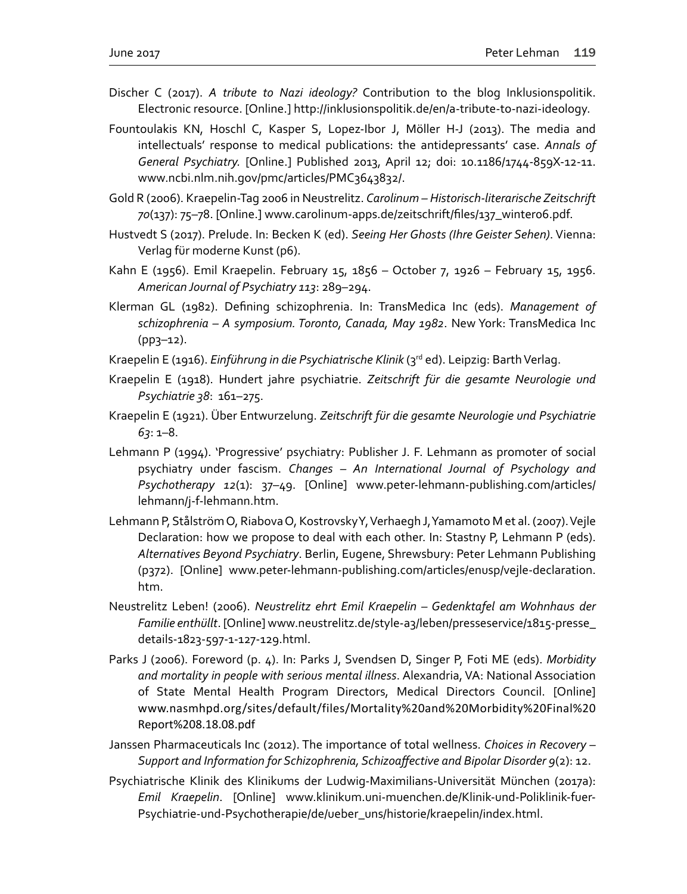Discher C (2017). *A tribute to Nazi ideology?* Contribution to the blog Inklusionspolitik. Electronic resource. [Online.] http://inklusionspolitik.de/en/a-tribute-to-nazi-ideology.

Fountoulakis KN, Hoschl C, Kasper S, Lopez-Ibor J, Möller H-J (2013). The media and intellectuals' response to medical publications: the antidepressants' case. *Annals of General Psychiatry.* [Online.] Published 2013, April 12; doi: 10.1186/1744-859X-12-11. www.ncbi.nlm.nih.gov/pmc/articles/PMC3643832/.

Gold R (2006). Kraepelin-Tag 2006 in Neustrelitz. *Carolinum – Historisch-literarische Zeitschrift 70*(137): 75–78. [Online.] www.carolinum-apps.de/zeitschrift/files/137_winter06.pdf.

Hustvedt S (2017). Prelude. In: Becken K (ed). *Seeing Her Ghosts (Ihre Geister Sehen)*. Vienna: Verlag für moderne Kunst (p6).

Kahn E (1956). Emil Kraepelin. February 15, 1856 – October 7, 1926 – February 15, 1956. *American Journal of Psychiatry 113*: 289–294.

Klerman GL (1982). Defining schizophrenia. In: TransMedica Inc (eds). *Management of schizophrenia – A symposium. Toronto, Canada, May 1982*. New York: TransMedica Inc (pp3–12).

Kraepelin E (1916). *Einführung in die Psychiatrische Klinik* (3rd ed). Leipzig: Barth Verlag.

Kraepelin E (1918). Hundert jahre psychiatrie. *Zeitschrift für die gesamte Neurologie und Psychiatrie 38*: 161–275.

Kraepelin E (1921). Über Entwurzelung. *Zeitschrift für die gesamte Neurologie und Psychiatrie 63*: 1–8.

Lehmann P (1994). 'Progressive' psychiatry: Publisher J. F. Lehmann as promoter of social psychiatry under fascism. *Changes – An International Journal of Psychology and Psychotherapy 12*(1): 37–49. [Online] www.peter-lehmann-publishing.com/articles/lehmann/j-f-lehmann.htm.

Lehmann P, Stålström O, Riabova O, Kostrovsky Y, Verhaegh J, Yamamoto M et al. (2007). Vejle Declaration: how we propose to deal with each other. In: Stastny P, Lehmann P (eds). *Alternatives Beyond Psychiatry*. Berlin, Eugene, Shrewsbury: Peter Lehmann Publishing (p372). [Online] www.peter-lehmann-publishing.com/articles/enusp/vejle-declaration.htm.

Neustrelitz Leben! (2006). *Neustrelitz ehrt Emil Kraepelin – Gedenktafel am Wohnhaus der Familie enthüllt*. [Online] www.neustrelitz.de/style-a3/leben/presseservice/1815-presse_details-1823-597-1-127-129.html.

Parks J (2006). Foreword (p. 4). In: Parks J, Svendsen D, Singer P, Foti ME (eds). *Morbidity and mortality in people with serious mental illness*. Alexandria, VA: National Association of State Mental Health Program Directors, Medical Directors Council. [Online] www.nasmhpd.org/sites/default/files/Mortality%20and%20Morbidity%20Final%20Report%208.18.08.pdf

Janssen Pharmaceuticals Inc (2012). The importance of total wellness. *Choices in Recovery – Support and Information for Schizophrenia, Schizoaffective and Bipolar Disorder 9*(2): 12.

Psychiatrische Klinik des Klinikums der Ludwig-Maximilians-Universität München (2017a): *Emil Kraepelin*. [Online] www.klinikum.uni-muenchen.de/Klinik-und-Poliklinik-fuer-Psychiatrie-und-Psychotherapie/de/ueber_uns/historie/kraepelin/index.html.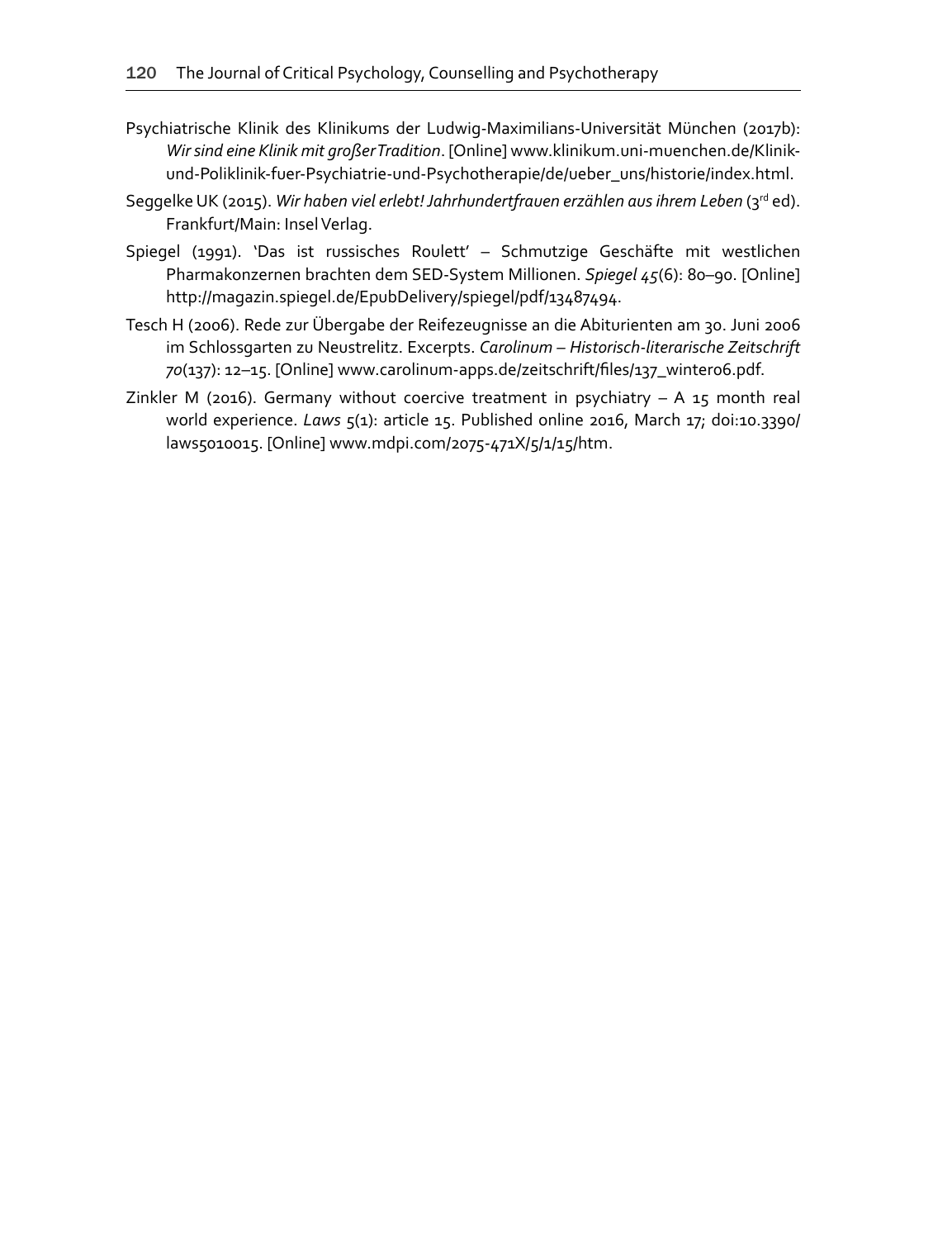Psychiatrische Klinik des Klinikums der Ludwig-Maximilians-Universität München (2017b): *Wir sind eine Klinik mit großer Tradition*. [Online] www.klinikum.uni-muenchen.de/Klinik-und-Poliklinik-fuer-Psychiatrie-und-Psychotherapie/de/ueber_uns/historie/index.html.

Seggelke UK (2015). *Wir haben viel erlebt! Jahrhundertfrauen erzählen aus ihrem Leben* (3rd ed). Frankfurt/Main: Insel Verlag.

Spiegel (1991). 'Das ist russisches Roulett' – Schmutzige Geschäfte mit westlichen Pharmakonzernen brachten dem SED-System Millionen. *Spiegel 45*(6): 80–90. [Online] http://magazin.spiegel.de/EpubDelivery/spiegel/pdf/13487494.

Tesch H (2006). Rede zur Übergabe der Reifezeugnisse an die Abiturienten am 30. Juni 2006 im Schlossgarten zu Neustrelitz. Excerpts. *Carolinum – Historisch-literarische Zeitschrift 70*(137): 12–15. [Online] www.carolinum-apps.de/zeitschrift/files/137_winter06.pdf.

Zinkler M (2016). Germany without coercive treatment in psychiatry – A 15 month real world experience. *Laws* 5(1): article 15. Published online 2016, March 17; doi:10.3390/laws5010015. [Online] www.mdpi.com/2075-471X/5/1/15/htm.